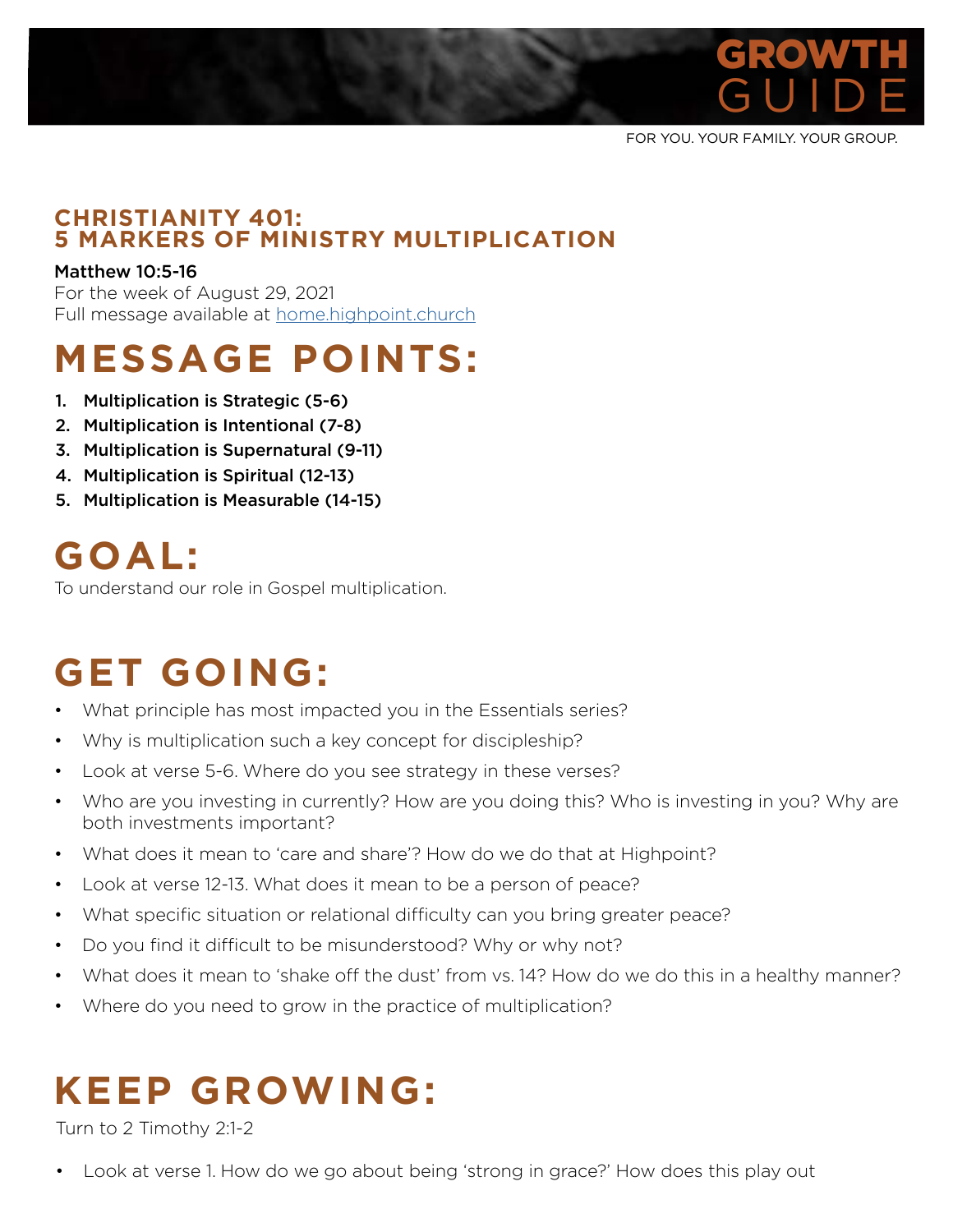# GROWTH GUIDE

FOR YOU. YOUR FAMILY. YOUR GROUP.

## CHRISTIANITY 401: 5 MARKERS OF MINISTRY MULTIPLICATION

**Matthew 10:5-16**
For the week of August 29, 2021
Full message available at home.highpoint.church

# MESSAGE POINTS:

1. **Multiplication is Strategic (5-6)**
2. **Multiplication is Intentional (7-8)**
3. **Multiplication is Supernatural (9-11)**
4. **Multiplication is Spiritual (12-13)**
5. **Multiplication is Measurable (14-15)**

# GOAL:

To understand our role in Gospel multiplication.

# GET GOING:

- What principle has most impacted you in the Essentials series?
- Why is multiplication such a key concept for discipleship?
- Look at verse 5-6. Where do you see strategy in these verses?
- Who are you investing in currently? How are you doing this? Who is investing in you? Why are both investments important?
- What does it mean to 'care and share'? How do we do that at Highpoint?
- Look at verse 12-13. What does it mean to be a person of peace?
- What specific situation or relational difficulty can you bring greater peace?
- Do you find it difficult to be misunderstood? Why or why not?
- What does it mean to 'shake off the dust' from vs. 14? How do we do this in a healthy manner?
- Where do you need to grow in the practice of multiplication?

# KEEP GROWING:

Turn to 2 Timothy 2:1-2

- Look at verse 1. How do we go about being 'strong in grace?' How does this play out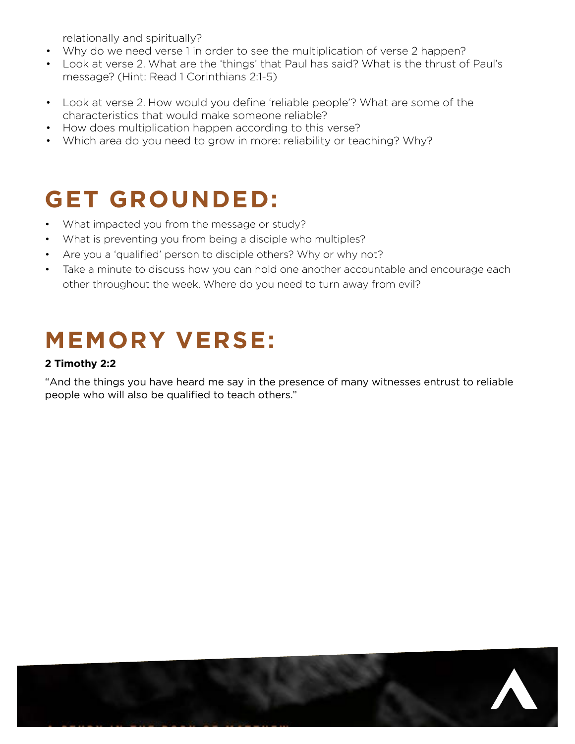relationally and spiritually?

- Why do we need verse 1 in order to see the multiplication of verse 2 happen?
- Look at verse 2. What are the 'things' that Paul has said? What is the thrust of Paul's message? (Hint: Read 1 Corinthians 2:1-5)
- Look at verse 2. How would you define 'reliable people'? What are some of the characteristics that would make someone reliable?
- How does multiplication happen according to this verse?
- Which area do you need to grow in more: reliability or teaching? Why?

# GET GROUNDED:

- What impacted you from the message or study?
- What is preventing you from being a disciple who multiples?
- Are you a 'qualified' person to disciple others? Why or why not?
- Take a minute to discuss how you can hold one another accountable and encourage each other throughout the week. Where do you need to turn away from evil?

# MEMORY VERSE:

**2 Timothy 2:2**

"And the things you have heard me say in the presence of many witnesses entrust to reliable people who will also be qualified to teach others."